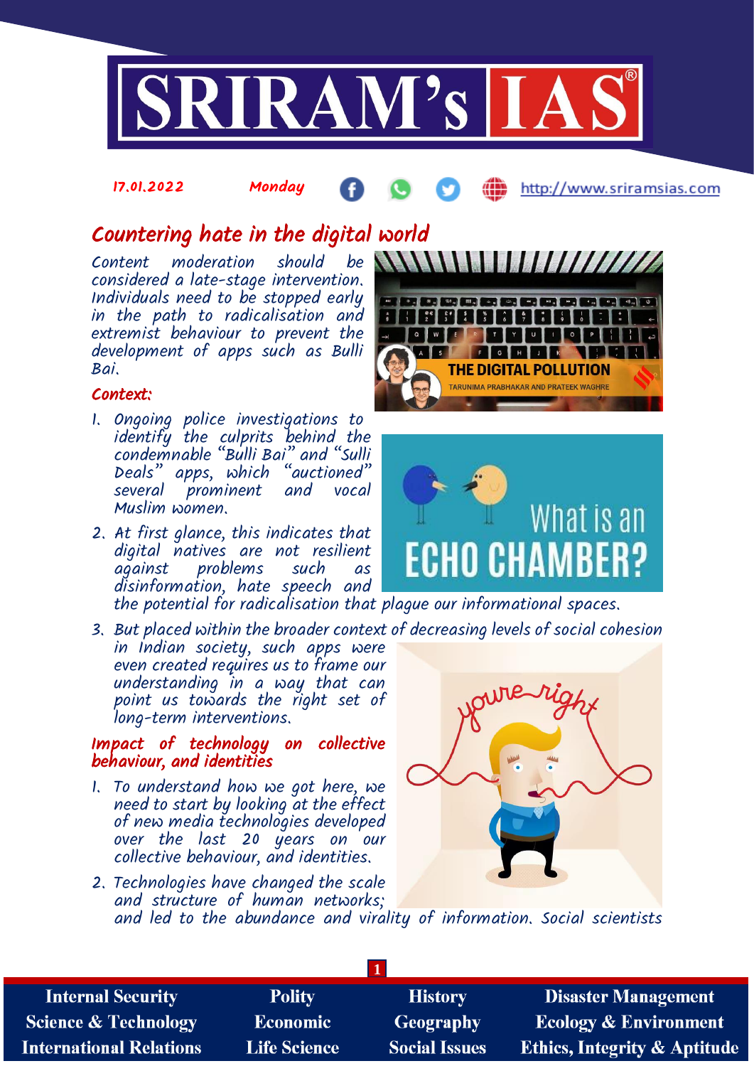17.01.2022 Monday http://www.sriramsias.com

# Countering hate in the digital world

*Content moderation should be considered a late-stage intervention. Individuals need to be stopped early in the path to radicalisation and extremist behaviour to prevent the development of apps such as Bulli Bai.*

## Context:

1. Ongoing police investigations to identify the culprits behind the condemnable "Bulli Bai" and "Sulli Deals" apps, which "auctioned" several prominent and vocal Muslim women.
2. At first glance, this indicates that digital natives are not resilient against problems such as disinformation, hate speech and the potential for radicalisation that plague our informational spaces.
3. But placed within the broader context of decreasing levels of social cohesion in Indian society, such apps were even created requires us to frame our understanding in a way that can point us towards the right set of long-term interventions.

## Impact of technology on collective behaviour, and identities

1. To understand how we got here, we need to start by looking at the effect of new media technologies developed over the last 20 years on our collective behaviour, and identities.
2. Technologies have changed the scale and structure of human networks; and led to the abundance and virality of information. Social scientists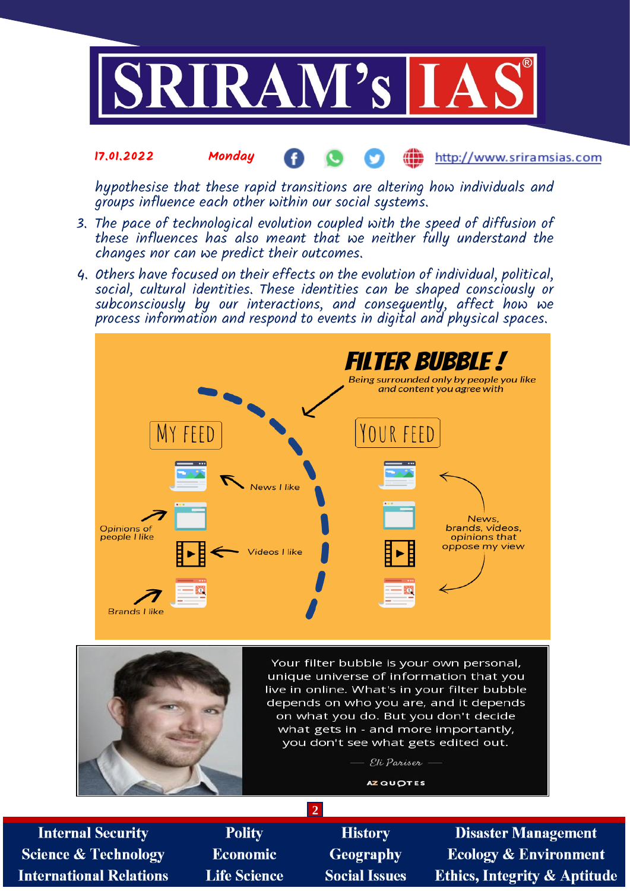hypothesise that these rapid transitions are altering how individuals and groups influence each other within our social systems.

3. The pace of technological evolution coupled with the speed of diffusion of these influences has also meant that we neither fully understand the changes nor can we predict their outcomes.
4. Others have focused on their effects on the evolution of individual, political, social, cultural identities. These identities can be shaped consciously or subconsciously by our interactions, and consequently, affect how we process information and respond to events in digital and physical spaces.

**FILTER BUBBLE !**

Being surrounded only by people you like and content you agree with

MY FEED: News I like; Opinions of people I like; Videos I like; Brands I like

YOUR FEED: News, brands, videos, opinions that oppose my view

Your filter bubble is your own personal, unique universe of information that you live in online. What's in your filter bubble depends on who you are, and it depends on what you do. But you don't decide what gets in - and more importantly, you don't see what gets edited out.

— Eli Pariser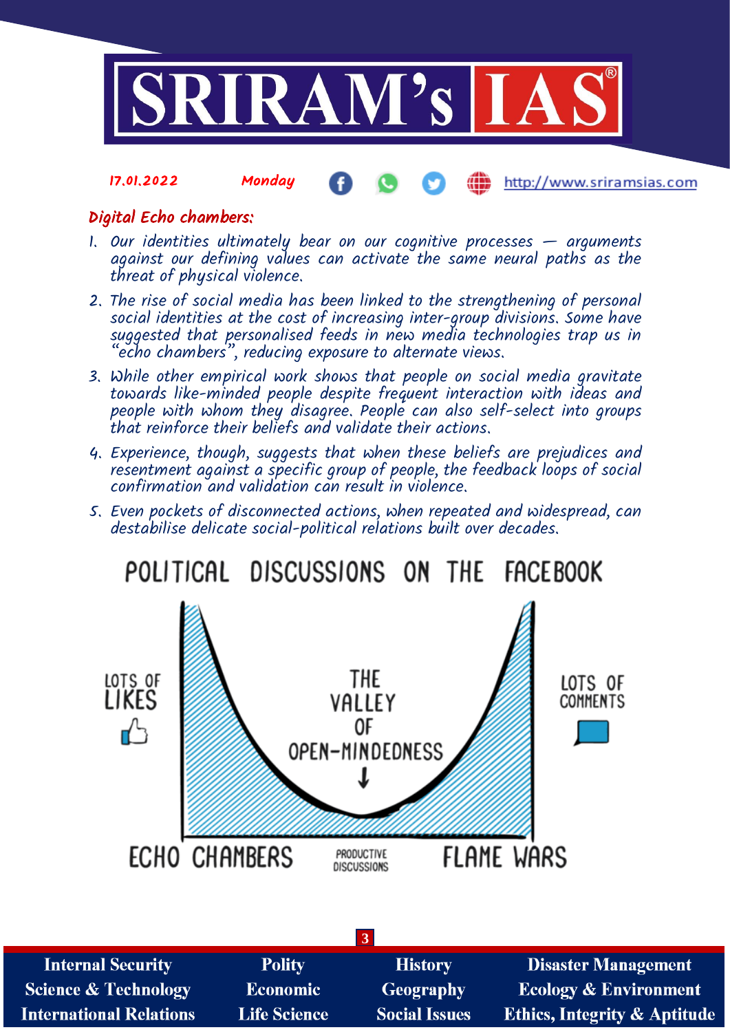## Digital Echo chambers:

1. Our identities ultimately bear on our cognitive processes — arguments against our defining values can activate the same neural paths as the threat of physical violence.
2. The rise of social media has been linked to the strengthening of personal social identities at the cost of increasing inter-group divisions. Some have suggested that personalised feeds in new media technologies trap us in "echo chambers", reducing exposure to alternate views.
3. While other empirical work shows that people on social media gravitate towards like-minded people despite frequent interaction with ideas and people with whom they disagree. People can also self-select into groups that reinforce their beliefs and validate their actions.
4. Experience, though, suggests that when these beliefs are prejudices and resentment against a specific group of people, the feedback loops of social confirmation and validation can result in violence.
5. Even pockets of disconnected actions, when repeated and widespread, can destabilise delicate social-political relations built over decades.

POLITICAL DISCUSSIONS ON THE FACEBOOK

LOTS OF LIKES

THE VALLEY OF OPEN-MINDEDNESS

LOTS OF COMMENTS

ECHO CHAMBERS — PRODUCTIVE DISCUSSIONS — FLAME WARS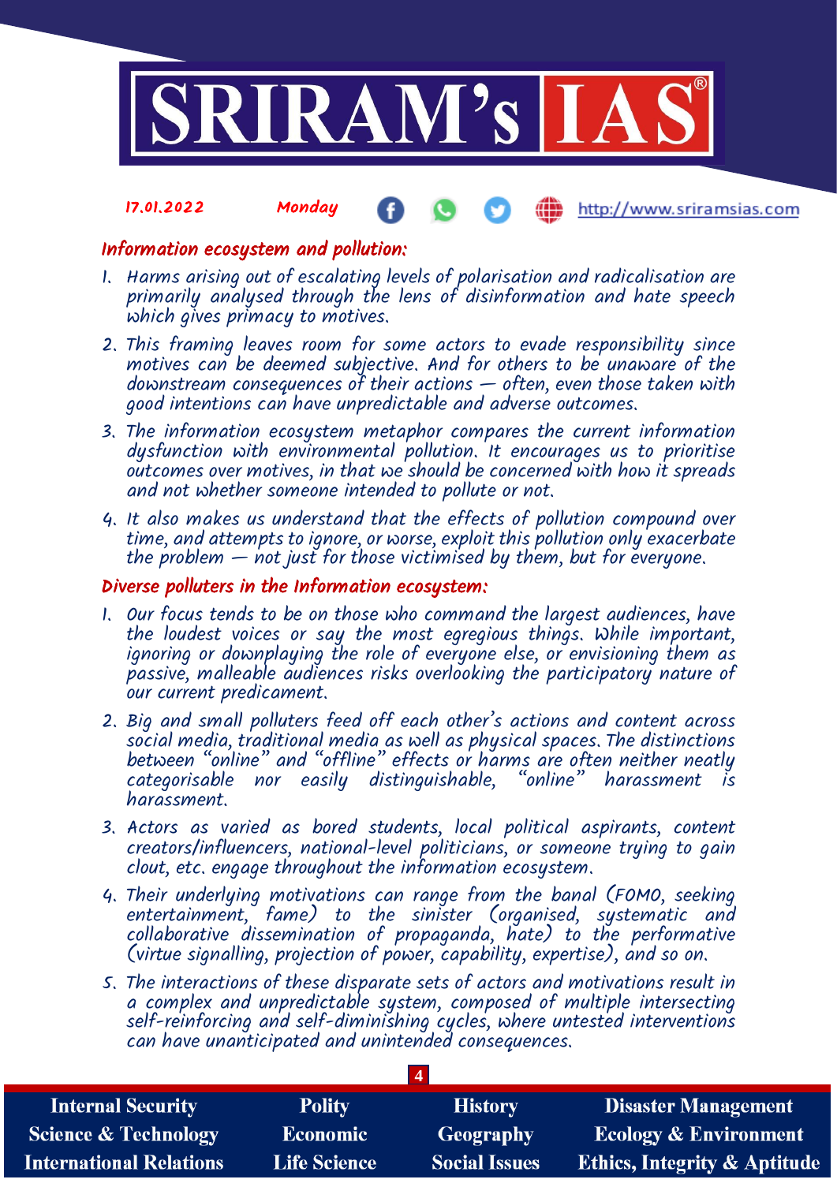## Information ecosystem and pollution:

1. Harms arising out of escalating levels of polarisation and radicalisation are primarily analysed through the lens of disinformation and hate speech which gives primacy to motives.
2. This framing leaves room for some actors to evade responsibility since motives can be deemed subjective. And for others to be unaware of the downstream consequences of their actions — often, even those taken with good intentions can have unpredictable and adverse outcomes.
3. The information ecosystem metaphor compares the current information dysfunction with environmental pollution. It encourages us to prioritise outcomes over motives, in that we should be concerned with how it spreads and not whether someone intended to pollute or not.
4. It also makes us understand that the effects of pollution compound over time, and attempts to ignore, or worse, exploit this pollution only exacerbate the problem — not just for those victimised by them, but for everyone.

## Diverse polluters in the Information ecosystem:

1. Our focus tends to be on those who command the largest audiences, have the loudest voices or say the most egregious things. While important, ignoring or downplaying the role of everyone else, or envisioning them as passive, malleable audiences risks overlooking the participatory nature of our current predicament.
2. Big and small polluters feed off each other's actions and content across social media, traditional media as well as physical spaces. The distinctions between "online" and "offline" effects or harms are often neither neatly categorisable nor easily distinguishable, "online" harassment is harassment.
3. Actors as varied as bored students, local political aspirants, content creators/influencers, national-level politicians, or someone trying to gain clout, etc. engage throughout the information ecosystem.
4. Their underlying motivations can range from the banal (FOMO, seeking entertainment, fame) to the sinister (organised, systematic and collaborative dissemination of propaganda, hate) to the performative (virtue signalling, projection of power, capability, expertise), and so on.
5. The interactions of these disparate sets of actors and motivations result in a complex and unpredictable system, composed of multiple intersecting self-reinforcing and self-diminishing cycles, where untested interventions can have unanticipated and unintended consequences.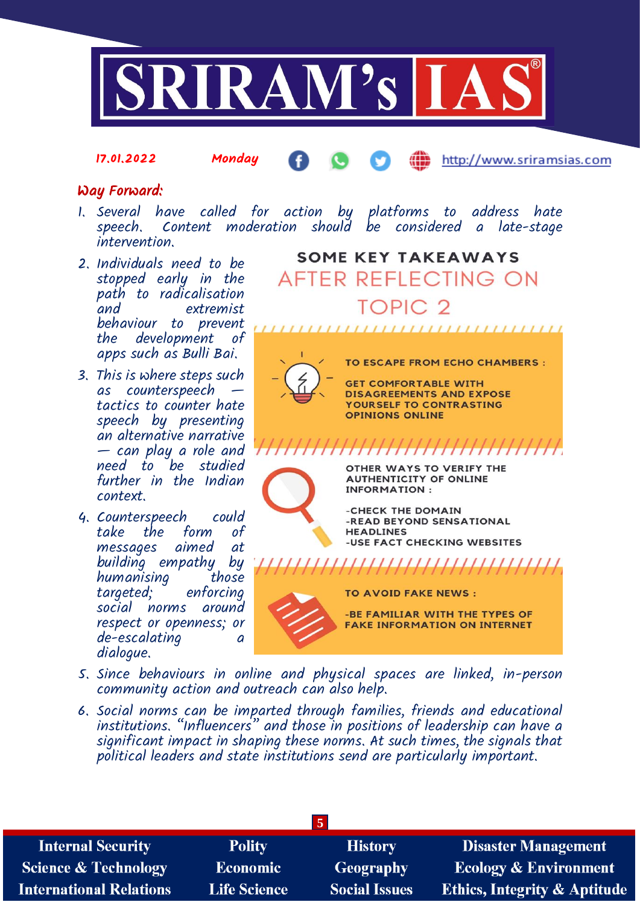## Way Forward:

1. Several have called for action by platforms to address hate speech. Content moderation should be considered a late-stage intervention.
2. Individuals need to be stopped early in the path to radicalisation and extremist behaviour to prevent the development of apps such as Bulli Bai.
3. This is where steps such as counterspeech — tactics to counter hate speech by presenting an alternative narrative — can play a role and need to be studied further in the Indian context.
4. Counterspeech could take the form of messages aimed at building empathy by humanising those targeted; enforcing social norms around respect or openness; or de-escalating a dialogue.
5. Since behaviours in online and physical spaces are linked, in-person community action and outreach can also help.
6. Social norms can be imparted through families, friends and educational institutions. "Influencers" and those in positions of leadership can have a significant impact in shaping these norms. At such times, the signals that political leaders and state institutions send are particularly important.

**SOME KEY TAKEAWAYS**

**AFTER REFLECTING ON TOPIC 2**

**TO ESCAPE FROM ECHO CHAMBERS :**

GET COMFORTABLE WITH DISAGREEMENTS AND EXPOSE YOURSELF TO CONTRASTING OPINIONS ONLINE

**OTHER WAYS TO VERIFY THE AUTHENTICITY OF ONLINE INFORMATION :**

-CHECK THE DOMAIN
-READ BEYOND SENSATIONAL HEADLINES
-USE FACT CHECKING WEBSITES

**TO AVOID FAKE NEWS :**

-BE FAMILIAR WITH THE TYPES OF FAKE INFORMATION ON INTERNET